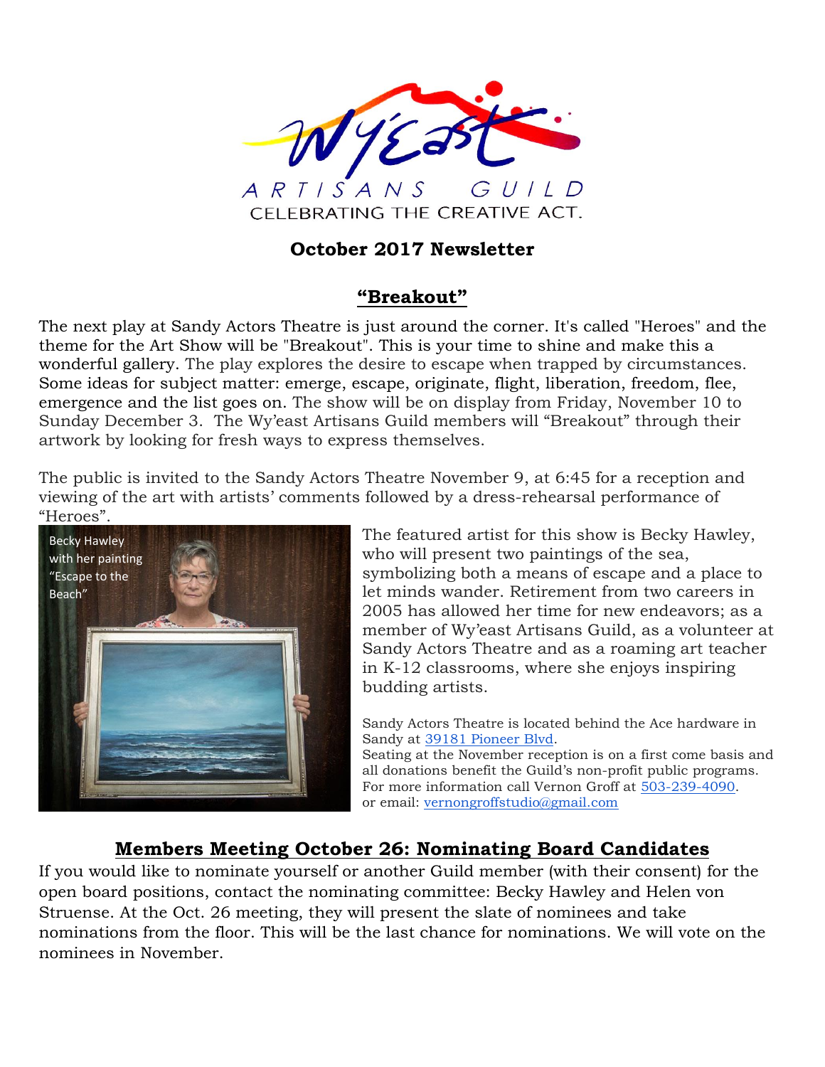# Wy'east ARTISANS GUILD

CELEBRATING THE CREATIVE ACT.

## October 2017 Newsletter

## "Breakout"

The next play at Sandy Actors Theatre is just around the corner. It's called "Heroes" and the theme for the Art Show will be "Breakout". This is your time to shine and make this a wonderful gallery. The play explores the desire to escape when trapped by circumstances. Some ideas for subject matter: emerge, escape, originate, flight, liberation, freedom, flee, emergence and the list goes on. The show will be on display from Friday, November 10 to Sunday December 3. The Wy'east Artisans Guild members will "Breakout" through their artwork by looking for fresh ways to express themselves.

The public is invited to the Sandy Actors Theatre November 9, at 6:45 for a reception and viewing of the art with artists' comments followed by a dress-rehearsal performance of "Heroes".

Becky Hawley with her painting "Escape to the Beach"

The featured artist for this show is Becky Hawley, who will present two paintings of the sea, symbolizing both a means of escape and a place to let minds wander. Retirement from two careers in 2005 has allowed her time for new endeavors; as a member of Wy'east Artisans Guild, as a volunteer at Sandy Actors Theatre and as a roaming art teacher in K-12 classrooms, where she enjoys inspiring budding artists.

Sandy Actors Theatre is located behind the Ace hardware in Sandy at [39181 Pioneer Blvd](39181 Pioneer Blvd).
Seating at the November reception is on a first come basis and all donations benefit the Guild's non-profit public programs. For more information call Vernon Groff at 503-239-4090.
or email: vernongroffstudio@gmail.com

## Members Meeting October 26: Nominating Board Candidates

If you would like to nominate yourself or another Guild member (with their consent) for the open board positions, contact the nominating committee: Becky Hawley and Helen von Struense. At the Oct. 26 meeting, they will present the slate of nominees and take nominations from the floor. This will be the last chance for nominations. We will vote on the nominees in November.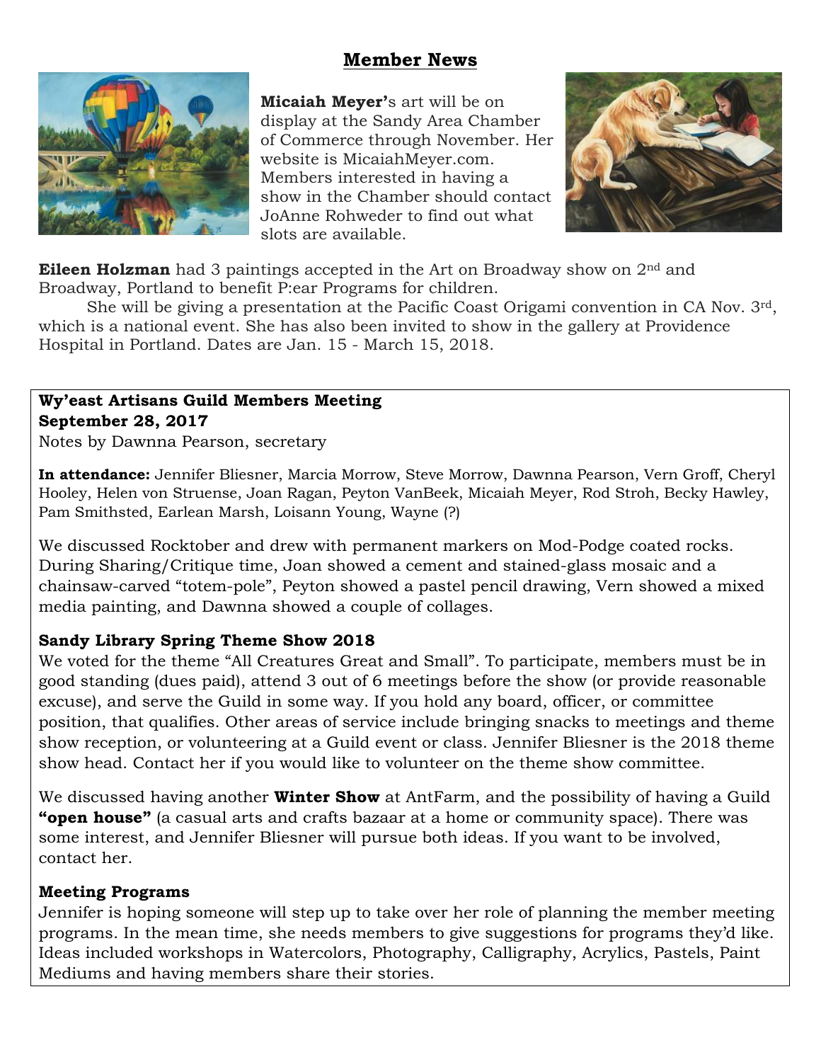## Member News

**Micaiah Meyer**'s art will be on display at the Sandy Area Chamber of Commerce through November. Her website is MicaiahMeyer.com. Members interested in having a show in the Chamber should contact JoAnne Rohweder to find out what slots are available.

**Eileen Holzman** had 3 paintings accepted in the Art on Broadway show on 2nd and Broadway, Portland to benefit P:ear Programs for children.

She will be giving a presentation at the Pacific Coast Origami convention in CA Nov. 3rd, which is a national event. She has also been invited to show in the gallery at Providence Hospital in Portland. Dates are Jan. 15 - March 15, 2018.

**Wy'east Artisans Guild Members Meeting**
**September 28, 2017**
Notes by Dawnna Pearson, secretary

**In attendance:** Jennifer Bliesner, Marcia Morrow, Steve Morrow, Dawnna Pearson, Vern Groff, Cheryl Hooley, Helen von Struense, Joan Ragan, Peyton VanBeek, Micaiah Meyer, Rod Stroh, Becky Hawley, Pam Smithsted, Earlean Marsh, Loisann Young, Wayne (?)

We discussed Rocktober and drew with permanent markers on Mod-Podge coated rocks. During Sharing/Critique time, Joan showed a cement and stained-glass mosaic and a chainsaw-carved "totem-pole", Peyton showed a pastel pencil drawing, Vern showed a mixed media painting, and Dawnna showed a couple of collages.

**Sandy Library Spring Theme Show 2018**

We voted for the theme "All Creatures Great and Small". To participate, members must be in good standing (dues paid), attend 3 out of 6 meetings before the show (or provide reasonable excuse), and serve the Guild in some way. If you hold any board, officer, or committee position, that qualifies. Other areas of service include bringing snacks to meetings and theme show reception, or volunteering at a Guild event or class. Jennifer Bliesner is the 2018 theme show head. Contact her if you would like to volunteer on the theme show committee.

We discussed having another **Winter Show** at AntFarm, and the possibility of having a Guild **"open house"** (a casual arts and crafts bazaar at a home or community space). There was some interest, and Jennifer Bliesner will pursue both ideas. If you want to be involved, contact her.

**Meeting Programs**

Jennifer is hoping someone will step up to take over her role of planning the member meeting programs. In the mean time, she needs members to give suggestions for programs they'd like. Ideas included workshops in Watercolors, Photography, Calligraphy, Acrylics, Pastels, Paint Mediums and having members share their stories.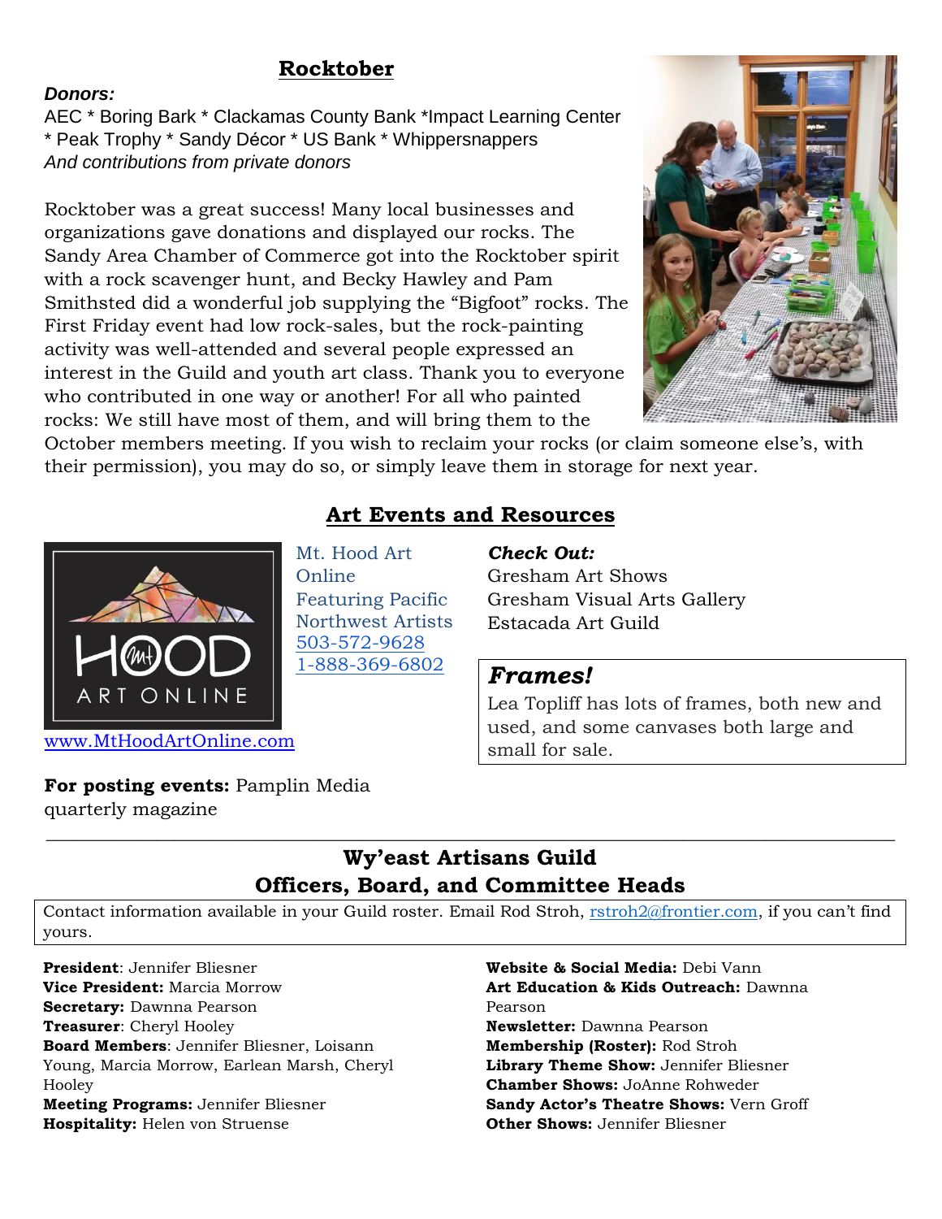## Rocktober

***Donors:***

AEC * Boring Bark * Clackamas County Bank *Impact Learning Center * Peak Trophy * Sandy Décor * US Bank * Whippersnappers

*And contributions from private donors*

Rocktober was a great success! Many local businesses and organizations gave donations and displayed our rocks. The Sandy Area Chamber of Commerce got into the Rocktober spirit with a rock scavenger hunt, and Becky Hawley and Pam Smithsted did a wonderful job supplying the "Bigfoot" rocks. The First Friday event had low rock-sales, but the rock-painting activity was well-attended and several people expressed an interest in the Guild and youth art class. Thank you to everyone who contributed in one way or another! For all who painted rocks: We still have most of them, and will bring them to the October members meeting. If you wish to reclaim your rocks (or claim someone else's, with their permission), you may do so, or simply leave them in storage for next year.

## Art Events and Resources

www.MtHoodArtOnline.com

Mt. Hood Art Online
Featuring Pacific Northwest Artists
503-572-9628
1-888-369-6802

***Check Out:***

Gresham Art Shows
Gresham Visual Arts Gallery
Estacada Art Guild

### *Frames!*

Lea Topliff has lots of frames, both new and used, and some canvases both large and small for sale.

**For posting events:** Pamplin Media quarterly magazine

---

## Wy'east Artisans Guild
## Officers, Board, and Committee Heads

Contact information available in your Guild roster. Email Rod Stroh, rstroh2@frontier.com, if you can't find yours.

**President**: Jennifer Bliesner
**Vice President:** Marcia Morrow
**Secretary:** Dawnna Pearson
**Treasurer**: Cheryl Hooley
**Board Members**: Jennifer Bliesner, Loisann Young, Marcia Morrow, Earlean Marsh, Cheryl Hooley
**Meeting Programs:** Jennifer Bliesner
**Hospitality:** Helen von Struense
**Website & Social Media:** Debi Vann
**Art Education & Kids Outreach:** Dawnna Pearson
**Newsletter:** Dawnna Pearson
**Membership (Roster):** Rod Stroh
**Library Theme Show:** Jennifer Bliesner
**Chamber Shows:** JoAnne Rohweder
**Sandy Actor's Theatre Shows:** Vern Groff
**Other Shows:** Jennifer Bliesner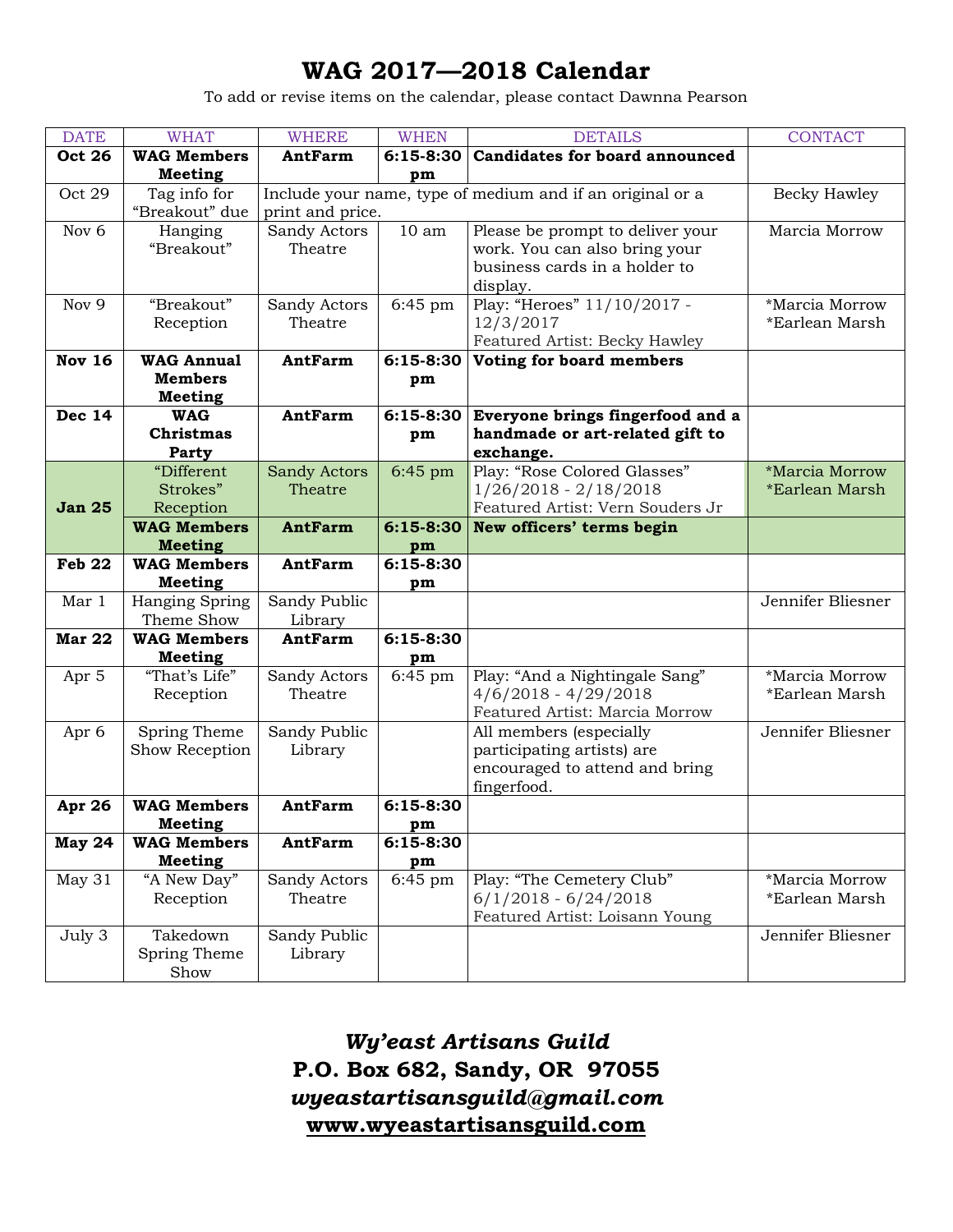# WAG 2017—2018 Calendar

To add or revise items on the calendar, please contact Dawnna Pearson

| DATE | WHAT | WHERE | WHEN | DETAILS | CONTACT |
|---|---|---|---|---|---|
| **Oct 26** | **WAG Members Meeting** | **AntFarm** | **6:15-8:30 pm** | **Candidates for board announced** | |
| Oct 29 | Tag info for "Breakout" due | Include your name, type of medium and if an original or a print and price. | | | Becky Hawley |
| Nov 6 | Hanging "Breakout" | Sandy Actors Theatre | 10 am | Please be prompt to deliver your work. You can also bring your business cards in a holder to display. | Marcia Morrow |
| Nov 9 | "Breakout" Reception | Sandy Actors Theatre | 6:45 pm | Play: "Heroes" 11/10/2017 - 12/3/2017<br>Featured Artist: Becky Hawley | *Marcia Morrow<br>*Earlean Marsh |
| **Nov 16** | **WAG Annual Members Meeting** | **AntFarm** | **6:15-8:30 pm** | **Voting for board members** | |
| **Dec 14** | **WAG Christmas Party** | **AntFarm** | **6:15-8:30 pm** | **Everyone brings fingerfood and a handmade or art-related gift to exchange.** | |
| **Jan 25** | "Different Strokes" Reception | Sandy Actors Theatre | 6:45 pm | Play: "Rose Colored Glasses" 1/26/2018 - 2/18/2018<br>Featured Artist: Vern Souders Jr | *Marcia Morrow<br>*Earlean Marsh |
| | **WAG Members Meeting** | **AntFarm** | **6:15-8:30 pm** | **New officers' terms begin** | |
| **Feb 22** | **WAG Members Meeting** | **AntFarm** | **6:15-8:30 pm** | | |
| Mar 1 | Hanging Spring Theme Show | Sandy Public Library | | | Jennifer Bliesner |
| **Mar 22** | **WAG Members Meeting** | **AntFarm** | **6:15-8:30 pm** | | |
| Apr 5 | "That's Life" Reception | Sandy Actors Theatre | 6:45 pm | Play: "And a Nightingale Sang" 4/6/2018 - 4/29/2018<br>Featured Artist: Marcia Morrow | *Marcia Morrow<br>*Earlean Marsh |
| Apr 6 | Spring Theme Show Reception | Sandy Public Library | | All members (especially participating artists) are encouraged to attend and bring fingerfood. | Jennifer Bliesner |
| **Apr 26** | **WAG Members Meeting** | **AntFarm** | **6:15-8:30 pm** | | |
| **May 24** | **WAG Members Meeting** | **AntFarm** | **6:15-8:30 pm** | | |
| May 31 | "A New Day" Reception | Sandy Actors Theatre | 6:45 pm | Play: "The Cemetery Club" 6/1/2018 - 6/24/2018<br>Featured Artist: Loisann Young | *Marcia Morrow<br>*Earlean Marsh |
| July 3 | Takedown Spring Theme Show | Sandy Public Library | | | Jennifer Bliesner |

***Wy'east Artisans Guild***
**P.O. Box 682, Sandy, OR 97055**
***wyeastartisansguild@gmail.com***
**www.wyeastartisansguild.com**